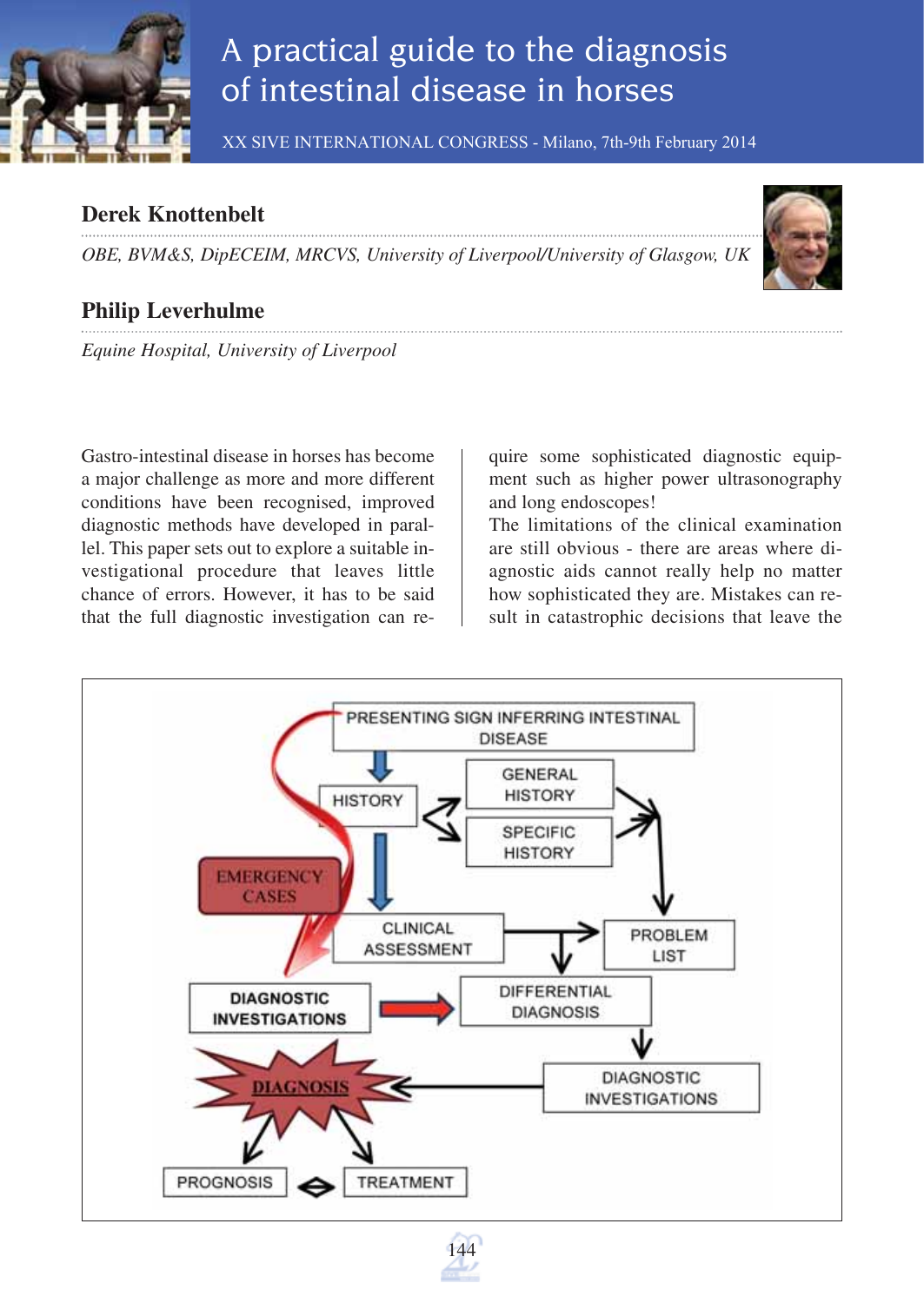# A practical guide to the diagnosis of intestinal disease in horses

XX SIVE INTERNATIONAL CONGRESS - Milano, 7th-9th February 2014

## Derek Knottenbelt

*OBE, BVM&S, DipECEIM, MRCVS, University of Liverpool/University of Glasgow, UK*

## Philip Leverhulme

*Equine Hospital, University of Liverpool*

Gastro-intestinal disease in horses has become a major challenge as more and more different conditions have been recognised, improved diagnostic methods have developed in parallel. This paper sets out to explore a suitable investigational procedure that leaves little chance of errors. However, it has to be said that the full diagnostic investigation can require some sophisticated diagnostic equipment such as higher power ultrasonography and long endoscopes!

The limitations of the clinical examination are still obvious - there are areas where diagnostic aids cannot really help no matter how sophisticated they are. Mistakes can result in catastrophic decisions that leave the

PRESENTING SIGN INFERRING INTESTINAL DISEASE → HISTORY (GENERAL HISTORY, SPECIFIC HISTORY) → CLINICAL ASSESSMENT → PROBLEM LIST → DIFFERENTIAL DIAGNOSIS → DIAGNOSTIC INVESTIGATIONS → DIAGNOSIS → PROGNOSIS ⇔ TREATMENT

EMERGENCY CASES: PRESENTING SIGN → CLINICAL ASSESSMENT; DIAGNOSTIC INVESTIGATIONS → DIFFERENTIAL DIAGNOSIS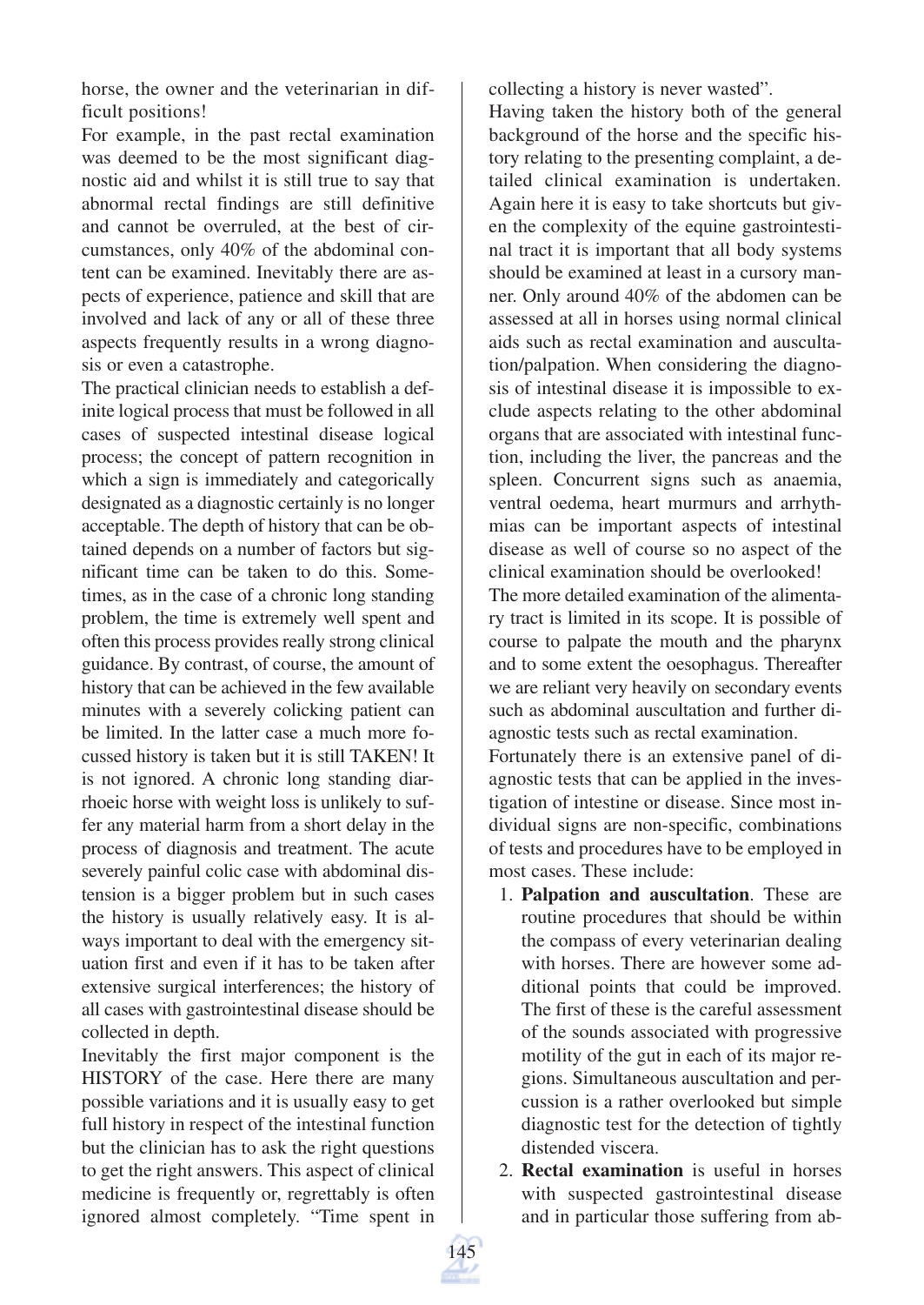horse, the owner and the veterinarian in difficult positions!

For example, in the past rectal examination was deemed to be the most significant diagnostic aid and whilst it is still true to say that abnormal rectal findings are still definitive and cannot be overruled, at the best of circumstances, only 40% of the abdominal content can be examined. Inevitably there are aspects of experience, patience and skill that are involved and lack of any or all of these three aspects frequently results in a wrong diagnosis or even a catastrophe.

The practical clinician needs to establish a definite logical process that must be followed in all cases of suspected intestinal disease logical process; the concept of pattern recognition in which a sign is immediately and categorically designated as a diagnostic certainly is no longer acceptable. The depth of history that can be obtained depends on a number of factors but significant time can be taken to do this. Sometimes, as in the case of a chronic long standing problem, the time is extremely well spent and often this process provides really strong clinical guidance. By contrast, of course, the amount of history that can be achieved in the few available minutes with a severely colicking patient can be limited. In the latter case a much more focussed history is taken but it is still TAKEN! It is not ignored. A chronic long standing diarrhoeic horse with weight loss is unlikely to suffer any material harm from a short delay in the process of diagnosis and treatment. The acute severely painful colic case with abdominal distension is a bigger problem but in such cases the history is usually relatively easy. It is always important to deal with the emergency situation first and even if it has to be taken after extensive surgical interferences; the history of all cases with gastrointestinal disease should be collected in depth.

Inevitably the first major component is the HISTORY of the case. Here there are many possible variations and it is usually easy to get full history in respect of the intestinal function but the clinician has to ask the right questions to get the right answers. This aspect of clinical medicine is frequently or, regrettably is often ignored almost completely. "Time spent in collecting a history is never wasted".

Having taken the history both of the general background of the horse and the specific history relating to the presenting complaint, a detailed clinical examination is undertaken. Again here it is easy to take shortcuts but given the complexity of the equine gastrointestinal tract it is important that all body systems should be examined at least in a cursory manner. Only around 40% of the abdomen can be assessed at all in horses using normal clinical aids such as rectal examination and auscultation/palpation. When considering the diagnosis of intestinal disease it is impossible to exclude aspects relating to the other abdominal organs that are associated with intestinal function, including the liver, the pancreas and the spleen. Concurrent signs such as anaemia, ventral oedema, heart murmurs and arrhythmias can be important aspects of intestinal disease as well of course so no aspect of the clinical examination should be overlooked!

The more detailed examination of the alimentary tract is limited in its scope. It is possible of course to palpate the mouth and the pharynx and to some extent the oesophagus. Thereafter we are reliant very heavily on secondary events such as abdominal auscultation and further diagnostic tests such as rectal examination.

Fortunately there is an extensive panel of diagnostic tests that can be applied in the investigation of intestine or disease. Since most individual signs are non-specific, combinations of tests and procedures have to be employed in most cases. These include:

1. **Palpation and auscultation**. These are routine procedures that should be within the compass of every veterinarian dealing with horses. There are however some additional points that could be improved. The first of these is the careful assessment of the sounds associated with progressive motility of the gut in each of its major regions. Simultaneous auscultation and percussion is a rather overlooked but simple diagnostic test for the detection of tightly distended viscera.
2. **Rectal examination** is useful in horses with suspected gastrointestinal disease and in particular those suffering from ab-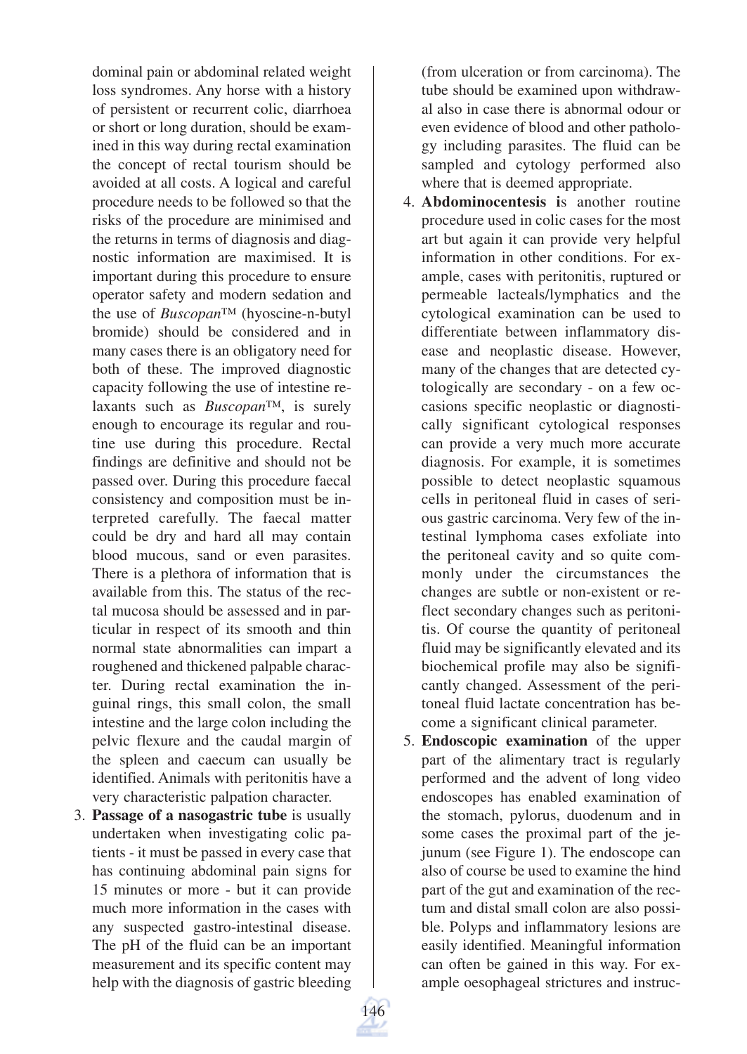dominal pain or abdominal related weight loss syndromes. Any horse with a history of persistent or recurrent colic, diarrhoea or short or long duration, should be examined in this way during rectal examination the concept of rectal tourism should be avoided at all costs. A logical and careful procedure needs to be followed so that the risks of the procedure are minimised and the returns in terms of diagnosis and diagnostic information are maximised. It is important during this procedure to ensure operator safety and modern sedation and the use of *Buscopan*™ (hyoscine-n-butyl bromide) should be considered and in many cases there is an obligatory need for both of these. The improved diagnostic capacity following the use of intestine relaxants such as *Buscopan*™, is surely enough to encourage its regular and routine use during this procedure. Rectal findings are definitive and should not be passed over. During this procedure faecal consistency and composition must be interpreted carefully. The faecal matter could be dry and hard all may contain blood mucous, sand or even parasites. There is a plethora of information that is available from this. The status of the rectal mucosa should be assessed and in particular in respect of its smooth and thin normal state abnormalities can impart a roughened and thickened palpable character. During rectal examination the inguinal rings, this small colon, the small intestine and the large colon including the pelvic flexure and the caudal margin of the spleen and caecum can usually be identified. Animals with peritonitis have a very characteristic palpation character.

3. **Passage of a nasogastric tube** is usually undertaken when investigating colic patients - it must be passed in every case that has continuing abdominal pain signs for 15 minutes or more - but it can provide much more information in the cases with any suspected gastro-intestinal disease. The pH of the fluid can be an important measurement and its specific content may help with the diagnosis of gastric bleeding (from ulceration or from carcinoma). The tube should be examined upon withdrawal also in case there is abnormal odour or even evidence of blood and other pathology including parasites. The fluid can be sampled and cytology performed also where that is deemed appropriate.
4. **Abdominocentesis i**s another routine procedure used in colic cases for the most art but again it can provide very helpful information in other conditions. For example, cases with peritonitis, ruptured or permeable lacteals/lymphatics and the cytological examination can be used to differentiate between inflammatory disease and neoplastic disease. However, many of the changes that are detected cytologically are secondary - on a few occasions specific neoplastic or diagnostically significant cytological responses can provide a very much more accurate diagnosis. For example, it is sometimes possible to detect neoplastic squamous cells in peritoneal fluid in cases of serious gastric carcinoma. Very few of the intestinal lymphoma cases exfoliate into the peritoneal cavity and so quite commonly under the circumstances the changes are subtle or non-existent or reflect secondary changes such as peritonitis. Of course the quantity of peritoneal fluid may be significantly elevated and its biochemical profile may also be significantly changed. Assessment of the peritoneal fluid lactate concentration has become a significant clinical parameter.
5. **Endoscopic examination** of the upper part of the alimentary tract is regularly performed and the advent of long video endoscopes has enabled examination of the stomach, pylorus, duodenum and in some cases the proximal part of the jejunum (see Figure 1). The endoscope can also of course be used to examine the hind part of the gut and examination of the rectum and distal small colon are also possible. Polyps and inflammatory lesions are easily identified. Meaningful information can often be gained in this way. For example oesophageal strictures and instruc-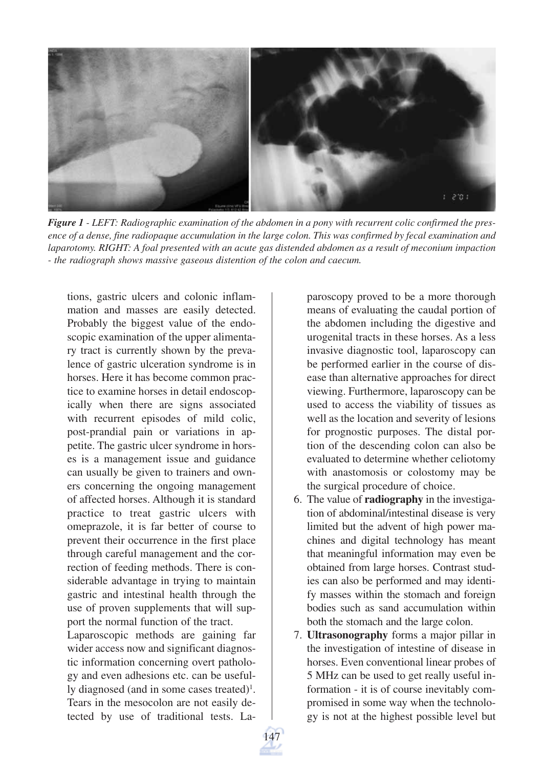*Figure 1 - LEFT: Radiographic examination of the abdomen in a pony with recurrent colic confirmed the presence of a dense, fine radiopaque accumulation in the large colon. This was confirmed by fecal examination and laparotomy. RIGHT: A foal presented with an acute gas distended abdomen as a result of meconium impaction - the radiograph shows massive gaseous distention of the colon and caecum.*

tions, gastric ulcers and colonic inflammation and masses are easily detected. Probably the biggest value of the endoscopic examination of the upper alimentary tract is currently shown by the prevalence of gastric ulceration syndrome is in horses. Here it has become common practice to examine horses in detail endoscopically when there are signs associated with recurrent episodes of mild colic, post-prandial pain or variations in appetite. The gastric ulcer syndrome in horses is a management issue and guidance can usually be given to trainers and owners concerning the ongoing management of affected horses. Although it is standard practice to treat gastric ulcers with omeprazole, it is far better of course to prevent their occurrence in the first place through careful management and the correction of feeding methods. There is considerable advantage in trying to maintain gastric and intestinal health through the use of proven supplements that will support the normal function of the tract.

Laparoscopic methods are gaining far wider access now and significant diagnostic information concerning overt pathology and even adhesions etc. can be usefully diagnosed (and in some cases treated)[1]. Tears in the mesocolon are not easily detected by use of traditional tests. Laparoscopy proved to be a more thorough means of evaluating the caudal portion of the abdomen including the digestive and urogenital tracts in these horses. As a less invasive diagnostic tool, laparoscopy can be performed earlier in the course of disease than alternative approaches for direct viewing. Furthermore, laparoscopy can be used to access the viability of tissues as well as the location and severity of lesions for prognostic purposes. The distal portion of the descending colon can also be evaluated to determine whether celiotomy with anastomosis or colostomy may be the surgical procedure of choice.

6. The value of **radiography** in the investigation of abdominal/intestinal disease is very limited but the advent of high power machines and digital technology has meant that meaningful information may even be obtained from large horses. Contrast studies can also be performed and may identify masses within the stomach and foreign bodies such as sand accumulation within both the stomach and the large colon.
7. **Ultrasonography** forms a major pillar in the investigation of intestine of disease in horses. Even conventional linear probes of 5 MHz can be used to get really useful information - it is of course inevitably compromised in some way when the technology is not at the highest possible level but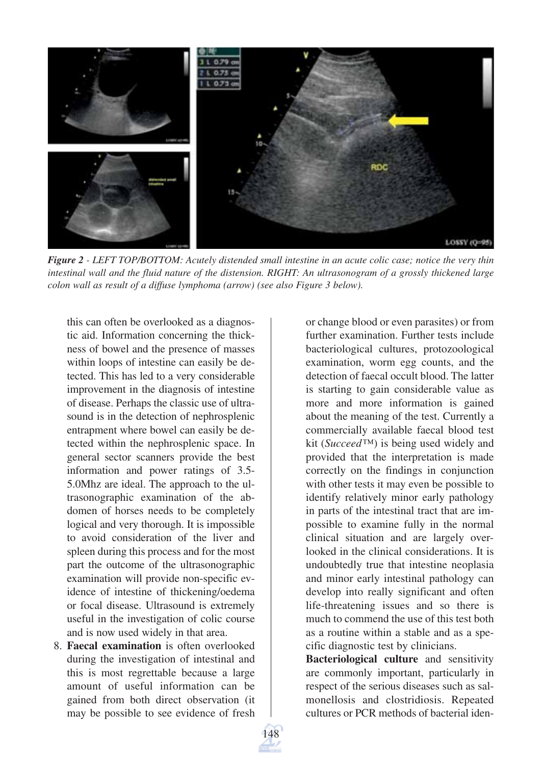*Figure 2 - LEFT TOP/BOTTOM: Acutely distended small intestine in an acute colic case; notice the very thin intestinal wall and the fluid nature of the distension. RIGHT: An ultrasonogram of a grossly thickened large colon wall as result of a diffuse lymphoma (arrow) (see also Figure 3 below).*

this can often be overlooked as a diagnostic aid. Information concerning the thickness of bowel and the presence of masses within loops of intestine can easily be detected. This has led to a very considerable improvement in the diagnosis of intestine of disease. Perhaps the classic use of ultrasound is in the detection of nephrosplenic entrapment where bowel can easily be detected within the nephrosplenic space. In general sector scanners provide the best information and power ratings of 3.5-5.0Mhz are ideal. The approach to the ultrasonographic examination of the abdomen of horses needs to be completely logical and very thorough. It is impossible to avoid consideration of the liver and spleen during this process and for the most part the outcome of the ultrasonographic examination will provide non-specific evidence of intestine of thickening/oedema or focal disease. Ultrasound is extremely useful in the investigation of colic course and is now used widely in that area.

8. **Faecal examination** is often overlooked during the investigation of intestinal and this is most regrettable because a large amount of useful information can be gained from both direct observation (it may be possible to see evidence of fresh or change blood or even parasites) or from further examination. Further tests include bacteriological cultures, protozoological examination, worm egg counts, and the detection of faecal occult blood. The latter is starting to gain considerable value as more and more information is gained about the meaning of the test. Currently a commercially available faecal blood test kit (*Succeed*™) is being used widely and provided that the interpretation is made correctly on the findings in conjunction with other tests it may even be possible to identify relatively minor early pathology in parts of the intestinal tract that are impossible to examine fully in the normal clinical situation and are largely overlooked in the clinical considerations. It is undoubtedly true that intestine neoplasia and minor early intestinal pathology can develop into really significant and often life-threatening issues and so there is much to commend the use of this test both as a routine within a stable and as a specific diagnostic test by clinicians.

**Bacteriological culture** and sensitivity are commonly important, particularly in respect of the serious diseases such as salmonellosis and clostridiosis. Repeated cultures or PCR methods of bacterial iden-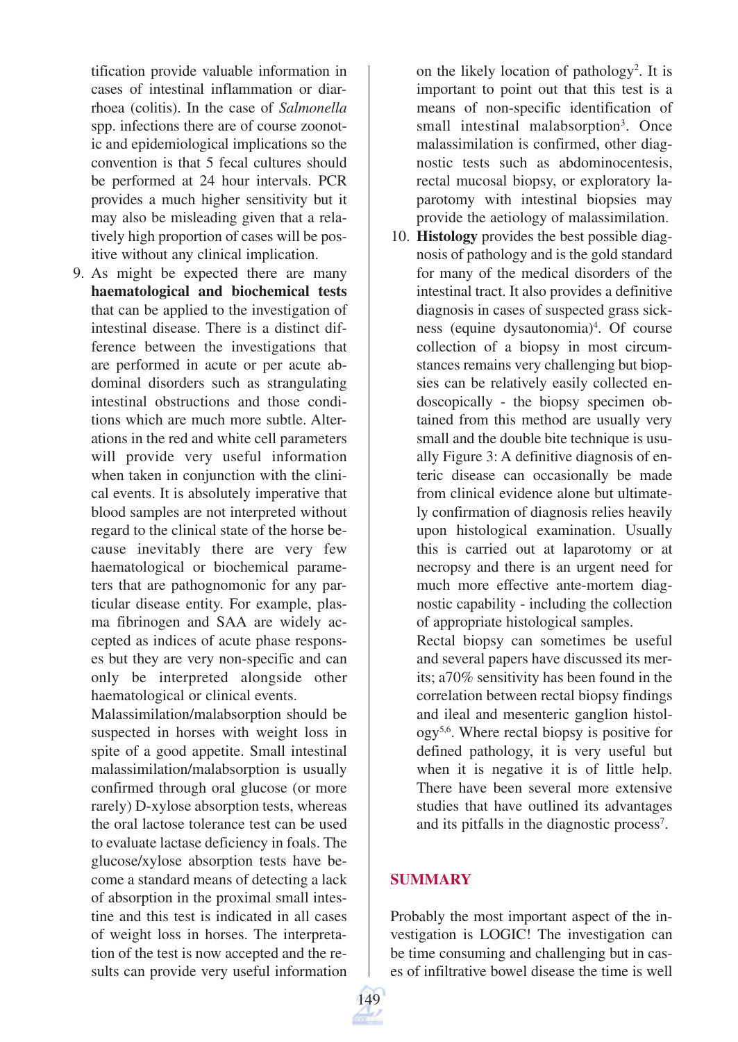tification provide valuable information in cases of intestinal inflammation or diarrhoea (colitis). In the case of *Salmonella* spp. infections there are of course zoonotic and epidemiological implications so the convention is that 5 fecal cultures should be performed at 24 hour intervals. PCR provides a much higher sensitivity but it may also be misleading given that a relatively high proportion of cases will be positive without any clinical implication.

9. As might be expected there are many **haematological and biochemical tests** that can be applied to the investigation of intestinal disease. There is a distinct difference between the investigations that are performed in acute or per acute abdominal disorders such as strangulating intestinal obstructions and those conditions which are much more subtle. Alterations in the red and white cell parameters will provide very useful information when taken in conjunction with the clinical events. It is absolutely imperative that blood samples are not interpreted without regard to the clinical state of the horse because inevitably there are very few haematological or biochemical parameters that are pathognomonic for any particular disease entity. For example, plasma fibrinogen and SAA are widely accepted as indices of acute phase responses but they are very non-specific and can only be interpreted alongside other haematological or clinical events.

   Malassimilation/malabsorption should be suspected in horses with weight loss in spite of a good appetite. Small intestinal malassimilation/malabsorption is usually confirmed through oral glucose (or more rarely) D-xylose absorption tests, whereas the oral lactose tolerance test can be used to evaluate lactase deficiency in foals. The glucose/xylose absorption tests have become a standard means of detecting a lack of absorption in the proximal small intestine and this test is indicated in all cases of weight loss in horses. The interpretation of the test is now accepted and the results can provide very useful information on the likely location of pathology[2]. It is important to point out that this test is a means of non-specific identification of small intestinal malabsorption[3]. Once malassimilation is confirmed, other diagnostic tests such as abdominocentesis, rectal mucosal biopsy, or exploratory laparotomy with intestinal biopsies may provide the aetiology of malassimilation.

10. **Histology** provides the best possible diagnosis of pathology and is the gold standard for many of the medical disorders of the intestinal tract. It also provides a definitive diagnosis in cases of suspected grass sickness (equine dysautonomia)[4]. Of course collection of a biopsy in most circumstances remains very challenging but biopsies can be relatively easily collected endoscopically - the biopsy specimen obtained from this method are usually very small and the double bite technique is usually Figure 3: A definitive diagnosis of enteric disease can occasionally be made from clinical evidence alone but ultimately confirmation of diagnosis relies heavily upon histological examination. Usually this is carried out at laparotomy or at necropsy and there is an urgent need for much more effective ante-mortem diagnostic capability - including the collection of appropriate histological samples.

    Rectal biopsy can sometimes be useful and several papers have discussed its merits; a70% sensitivity has been found in the correlation between rectal biopsy findings and ileal and mesenteric ganglion histology[5,6]. Where rectal biopsy is positive for defined pathology, it is very useful but when it is negative it is of little help. There have been several more extensive studies that have outlined its advantages and its pitfalls in the diagnostic process[7].

## SUMMARY

Probably the most important aspect of the investigation is LOGIC! The investigation can be time consuming and challenging but in cases of infiltrative bowel disease the time is well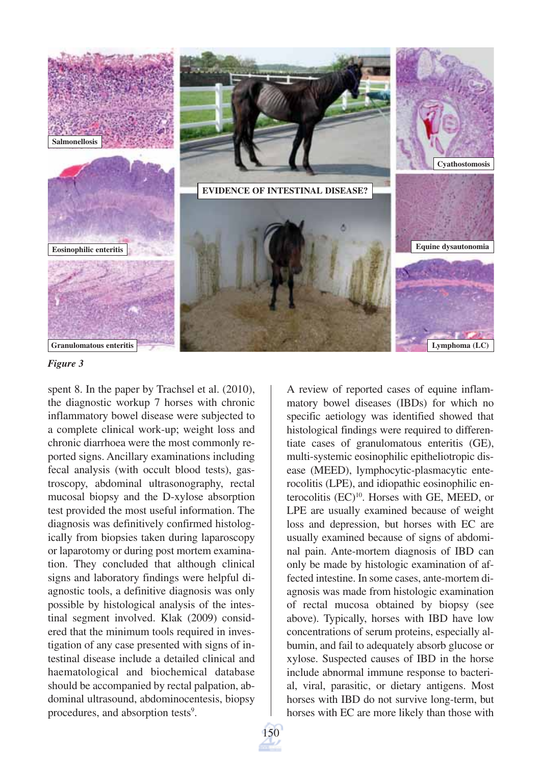*Figure 3*

spent 8. In the paper by Trachsel et al. (2010), the diagnostic workup 7 horses with chronic inflammatory bowel disease were subjected to a complete clinical work-up; weight loss and chronic diarrhoea were the most commonly reported signs. Ancillary examinations including fecal analysis (with occult blood tests), gastroscopy, abdominal ultrasonography, rectal mucosal biopsy and the D-xylose absorption test provided the most useful information. The diagnosis was definitively confirmed histologically from biopsies taken during laparoscopy or laparotomy or during post mortem examination. They concluded that although clinical signs and laboratory findings were helpful diagnostic tools, a definitive diagnosis was only possible by histological analysis of the intestinal segment involved. Klak (2009) considered that the minimum tools required in investigation of any case presented with signs of intestinal disease include a detailed clinical and haematological and biochemical database should be accompanied by rectal palpation, abdominal ultrasound, abdominocentesis, biopsy procedures, and absorption tests[9].

A review of reported cases of equine inflammatory bowel diseases (IBDs) for which no specific aetiology was identified showed that histological findings were required to differentiate cases of granulomatous enteritis (GE), multi-systemic eosinophilic epitheliotropic disease (MEED), lymphocytic-plasmacytic enterocolitis (LPE), and idiopathic eosinophilic enterocolitis (EC)[10]. Horses with GE, MEED, or LPE are usually examined because of weight loss and depression, but horses with EC are usually examined because of signs of abdominal pain. Ante-mortem diagnosis of IBD can only be made by histologic examination of affected intestine. In some cases, ante-mortem diagnosis was made from histologic examination of rectal mucosa obtained by biopsy (see above). Typically, horses with IBD have low concentrations of serum proteins, especially albumin, and fail to adequately absorb glucose or xylose. Suspected causes of IBD in the horse include abnormal immune response to bacterial, viral, parasitic, or dietary antigens. Most horses with IBD do not survive long-term, but horses with EC are more likely than those with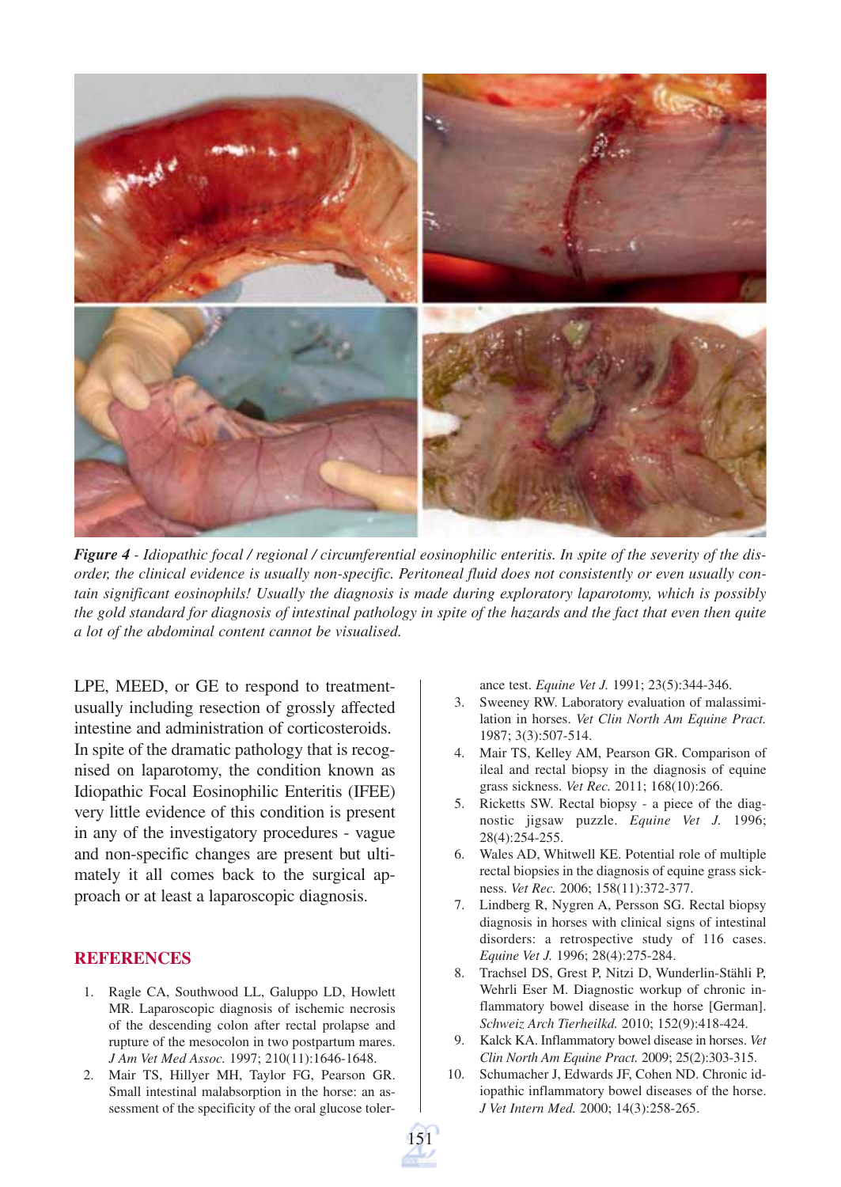*Figure 4 - Idiopathic focal / regional / circumferential eosinophilic enteritis. In spite of the severity of the disorder, the clinical evidence is usually non-specific. Peritoneal fluid does not consistently or even usually contain significant eosinophils! Usually the diagnosis is made during exploratory laparotomy, which is possibly the gold standard for diagnosis of intestinal pathology in spite of the hazards and the fact that even then quite a lot of the abdominal content cannot be visualised.*

LPE, MEED, or GE to respond to treatment-usually including resection of grossly affected intestine and administration of corticosteroids. In spite of the dramatic pathology that is recognised on laparotomy, the condition known as Idiopathic Focal Eosinophilic Enteritis (IFEE) very little evidence of this condition is present in any of the investigatory procedures - vague and non-specific changes are present but ultimately it all comes back to the surgical approach or at least a laparoscopic diagnosis.

## REFERENCES

1. Ragle CA, Southwood LL, Galuppo LD, Howlett MR. Laparoscopic diagnosis of ischemic necrosis of the descending colon after rectal prolapse and rupture of the mesocolon in two postpartum mares. *J Am Vet Med Assoc.* 1997; 210(11):1646-1648.
2. Mair TS, Hillyer MH, Taylor FG, Pearson GR. Small intestinal malabsorption in the horse: an assessment of the specificity of the oral glucose tolerance test. *Equine Vet J.* 1991; 23(5):344-346.
3. Sweeney RW. Laboratory evaluation of malassimilation in horses. *Vet Clin North Am Equine Pract.* 1987; 3(3):507-514.
4. Mair TS, Kelley AM, Pearson GR. Comparison of ileal and rectal biopsy in the diagnosis of equine grass sickness. *Vet Rec.* 2011; 168(10):266.
5. Ricketts SW. Rectal biopsy - a piece of the diagnostic jigsaw puzzle. *Equine Vet J.* 1996; 28(4):254-255.
6. Wales AD, Whitwell KE. Potential role of multiple rectal biopsies in the diagnosis of equine grass sickness. *Vet Rec.* 2006; 158(11):372-377.
7. Lindberg R, Nygren A, Persson SG. Rectal biopsy diagnosis in horses with clinical signs of intestinal disorders: a retrospective study of 116 cases. *Equine Vet J.* 1996; 28(4):275-284.
8. Trachsel DS, Grest P, Nitzi D, Wunderlin-Stähli P, Wehrli Eser M. Diagnostic workup of chronic inflammatory bowel disease in the horse [German]. *Schweiz Arch Tierheilkd.* 2010; 152(9):418-424.
9. Kalck KA. Inflammatory bowel disease in horses. *Vet Clin North Am Equine Pract.* 2009; 25(2):303-315.
10. Schumacher J, Edwards JF, Cohen ND. Chronic idiopathic inflammatory bowel diseases of the horse. *J Vet Intern Med.* 2000; 14(3):258-265.